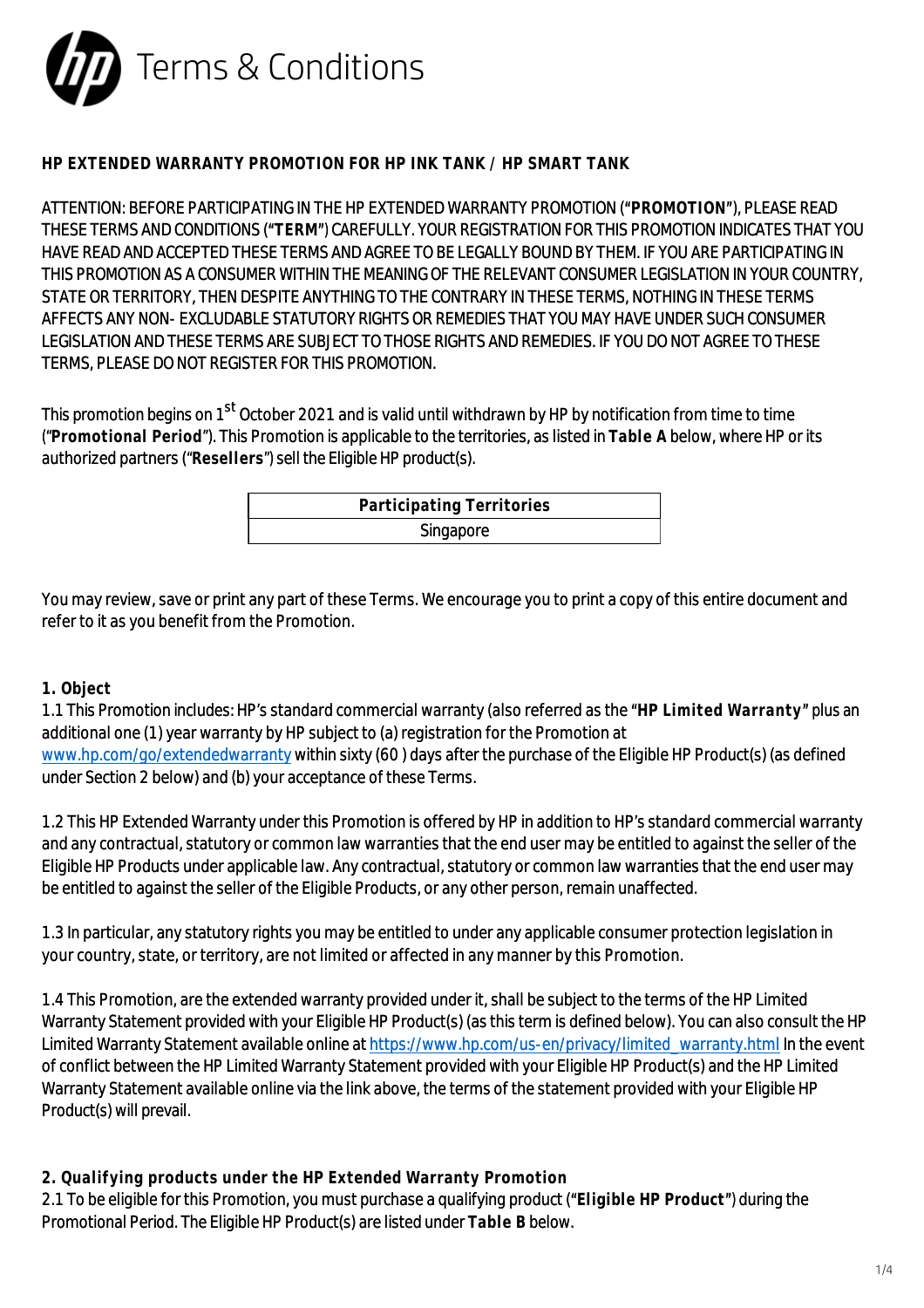# Terms & Conditions

**HP EXTENDED WARRANTY PROMOTION FOR HP INK TANK / HP SMART TANK**

ATTENTION: BEFORE PARTICIPATING IN THE HP EXTENDED WARRANTY PROMOTION (**"PROMOTION"**), PLEASE READ THESE TERMS AND CONDITIONS (**"TERM"**) CAREFULLY. YOUR REGISTRATION FOR THIS PROMOTION INDICATES THAT YOU HAVE READ AND ACCEPTED THESE TERMS AND AGREE TO BE LEGALLY BOUND BY THEM. IF YOU ARE PARTICIPATING IN THIS PROMOTION AS A CONSUMER WITHIN THE MEANING OF THE RELEVANT CONSUMER LEGISLATION IN YOUR COUNTRY, STATE OR TERRITORY, THEN DESPITE ANYTHING TO THE CONTRARY IN THESE TERMS, NOTHING IN THESE TERMS AFFECTS ANY NON- EXCLUDABLE STATUTORY RIGHTS OR REMEDIES THAT YOU MAY HAVE UNDER SUCH CONSUMER LEGISLATION AND THESE TERMS ARE SUBJECT TO THOSE RIGHTS AND REMEDIES. IF YOU DO NOT AGREE TO THESE TERMS, PLEASE DO NOT REGISTER FOR THIS PROMOTION.

This promotion begins on 1st October 2021 and is valid until withdrawn by HP by notification from time to time ("**Promotional Period**"). This Promotion is applicable to the territories, as listed in **Table A** below, where HP or its authorized partners ("**Resellers**") sell the Eligible HP product(s).

| Participating Territories |
|---|
| Singapore |

You may review, save or print any part of these Terms. We encourage you to print a copy of this entire document and refer to it as you benefit from the Promotion.

**1. Object**

1.1 This Promotion includes: HP's standard commercial warranty (also referred as the **"HP Limited Warranty"** plus an additional one (1) year warranty by HP subject to (a) registration for the Promotion at www.hp.com/go/extendedwarranty within sixty (60 ) days after the purchase of the Eligible HP Product(s) (as defined under Section 2 below) and (b) your acceptance of these Terms.

1.2 This HP Extended Warranty under this Promotion is offered by HP in addition to HP's standard commercial warranty and any contractual, statutory or common law warranties that the end user may be entitled to against the seller of the Eligible HP Products under applicable law. Any contractual, statutory or common law warranties that the end user may be entitled to against the seller of the Eligible Products, or any other person, remain unaffected.

1.3 In particular, any statutory rights you may be entitled to under any applicable consumer protection legislation in your country, state, or territory, are not limited or affected in any manner by this Promotion.

1.4 This Promotion, are the extended warranty provided under it, shall be subject to the terms of the HP Limited Warranty Statement provided with your Eligible HP Product(s) (as this term is defined below). You can also consult the HP Limited Warranty Statement available online at https://www.hp.com/us-en/privacy/limited_warranty.html In the event of conflict between the HP Limited Warranty Statement provided with your Eligible HP Product(s) and the HP Limited Warranty Statement available online via the link above, the terms of the statement provided with your Eligible HP Product(s) will prevail.

**2. Qualifying products under the HP Extended Warranty Promotion**

2.1 To be eligible for this Promotion, you must purchase a qualifying product (**"Eligible HP Product"**) during the Promotional Period. The Eligible HP Product(s) are listed under **Table B** below.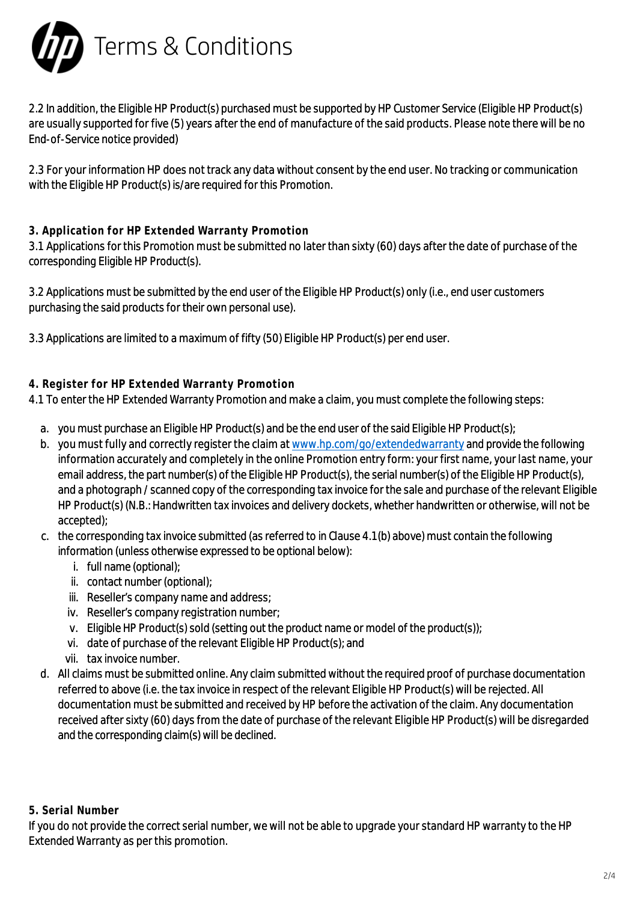# Terms & Conditions

2.2 In addition, the Eligible HP Product(s) purchased must be supported by HP Customer Service (Eligible HP Product(s) are usually supported for five (5) years after the end of manufacture of the said products. Please note there will be no End-of-Service notice provided)

2.3 For your information HP does not track any data without consent by the end user. No tracking or communication with the Eligible HP Product(s) is/are required for this Promotion.

**3. Application for HP Extended Warranty Promotion**

3.1 Applications for this Promotion must be submitted no later than sixty (60) days after the date of purchase of the corresponding Eligible HP Product(s).

3.2 Applications must be submitted by the end user of the Eligible HP Product(s) only (i.e., end user customers purchasing the said products for their own personal use).

3.3 Applications are limited to a maximum of fifty (50) Eligible HP Product(s) per end user.

**4. Register for HP Extended Warranty Promotion**

4.1 To enter the HP Extended Warranty Promotion and make a claim, you must complete the following steps:

a. you must purchase an Eligible HP Product(s) and be the end user of the said Eligible HP Product(s);
b. you must fully and correctly register the claim at [www.hp.com/go/extendedwarranty](http://www.hp.com/go/extendedwarranty) and provide the following information accurately and completely in the online Promotion entry form: your first name, your last name, your email address, the part number(s) of the Eligible HP Product(s), the serial number(s) of the Eligible HP Product(s), and a photograph / scanned copy of the corresponding tax invoice for the sale and purchase of the relevant Eligible HP Product(s) (N.B.: Handwritten tax invoices and delivery dockets, whether handwritten or otherwise, will not be accepted);
c. the corresponding tax invoice submitted (as referred to in Clause 4.1(b) above) must contain the following information (unless otherwise expressed to be optional below):
    i. full name (optional);
    ii. contact number (optional);
    iii. Reseller's company name and address;
    iv. Reseller's company registration number;
    v. Eligible HP Product(s) sold (setting out the product name or model of the product(s));
    vi. date of purchase of the relevant Eligible HP Product(s); and
    vii. tax invoice number.
d. All claims must be submitted online. Any claim submitted without the required proof of purchase documentation referred to above (i.e. the tax invoice in respect of the relevant Eligible HP Product(s) will be rejected. All documentation must be submitted and received by HP before the activation of the claim. Any documentation received after sixty (60) days from the date of purchase of the relevant Eligible HP Product(s) will be disregarded and the corresponding claim(s) will be declined.

**5. Serial Number**

If you do not provide the correct serial number, we will not be able to upgrade your standard HP warranty to the HP Extended Warranty as per this promotion.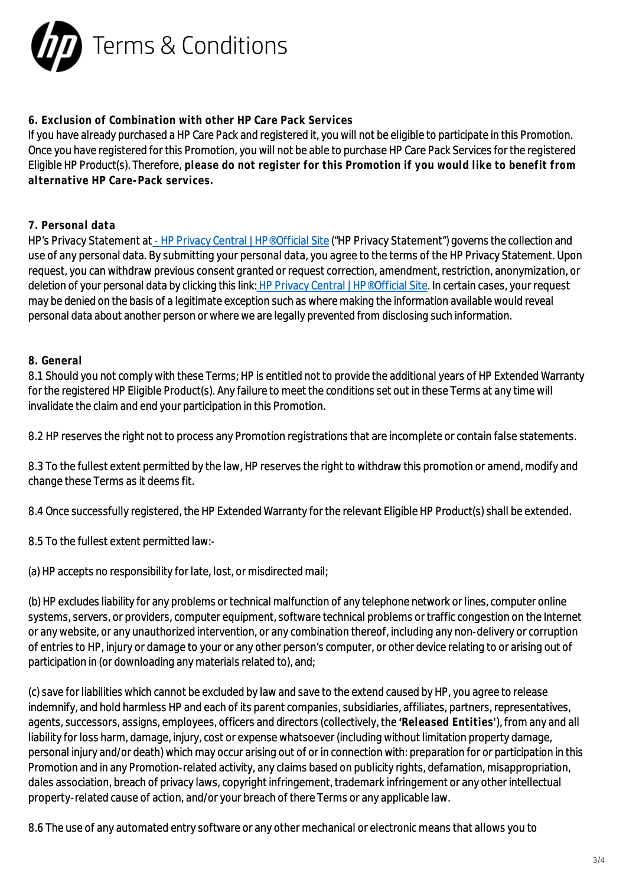**6. Exclusion of Combination with other HP Care Pack Services**
If you have already purchased a HP Care Pack and registered it, you will not be eligible to participate in this Promotion. Once you have registered for this Promotion, you will not be able to purchase HP Care Pack Services for the registered Eligible HP Product(s). Therefore, **please do not register for this Promotion if you would like to benefit from alternative HP Care-Pack services.**

**7. Personal data**
HP's Privacy Statement at [- HP Privacy Central | HP® Official Site] ("HP Privacy Statement") governs the collection and use of any personal data. By submitting your personal data, you agree to the terms of the HP Privacy Statement. Upon request, you can withdraw previous consent granted or request correction, amendment, restriction, anonymization, or deletion of your personal data by clicking this link: [HP Privacy Central | HP® Official Site]. In certain cases, your request may be denied on the basis of a legitimate exception such as where making the information available would reveal personal data about another person or where we are legally prevented from disclosing such information.

**8. General**
8.1 Should you not comply with these Terms; HP is entitled not to provide the additional years of HP Extended Warranty for the registered HP Eligible Product(s). Any failure to meet the conditions set out in these Terms at any time will invalidate the claim and end your participation in this Promotion.

8.2 HP reserves the right not to process any Promotion registrations that are incomplete or contain false statements.

8.3 To the fullest extent permitted by the law, HP reserves the right to withdraw this promotion or amend, modify and change these Terms as it deems fit.

8.4 Once successfully registered, the HP Extended Warranty for the relevant Eligible HP Product(s) shall be extended.

8.5 To the fullest extent permitted law:-

(a) HP accepts no responsibility for late, lost, or misdirected mail;

(b) HP excludes liability for any problems or technical malfunction of any telephone network or lines, computer online systems, servers, or providers, computer equipment, software technical problems or traffic congestion on the Internet or any website, or any unauthorized intervention, or any combination thereof, including any non-delivery or corruption of entries to HP, injury or damage to your or any other person's computer, or other device relating to or arising out of participation in (or downloading any materials related to), and;

(c) save for liabilities which cannot be excluded by law and save to the extend caused by HP, you agree to release indemnify, and hold harmless HP and each of its parent companies, subsidiaries, affiliates, partners, representatives, agents, successors, assigns, employees, officers and directors (collectively, the **'Released Entities'**), from any and all liability for loss harm, damage, injury, cost or expense whatsoever (including without limitation property damage, personal injury and/or death) which may occur arising out of or in connection with: preparation for or participation in this Promotion and in any Promotion-related activity, any claims based on publicity rights, defamation, misappropriation, dales association, breach of privacy laws, copyright infringement, trademark infringement or any other intellectual property-related cause of action, and/or your breach of there Terms or any applicable law.

8.6 The use of any automated entry software or any other mechanical or electronic means that allows you to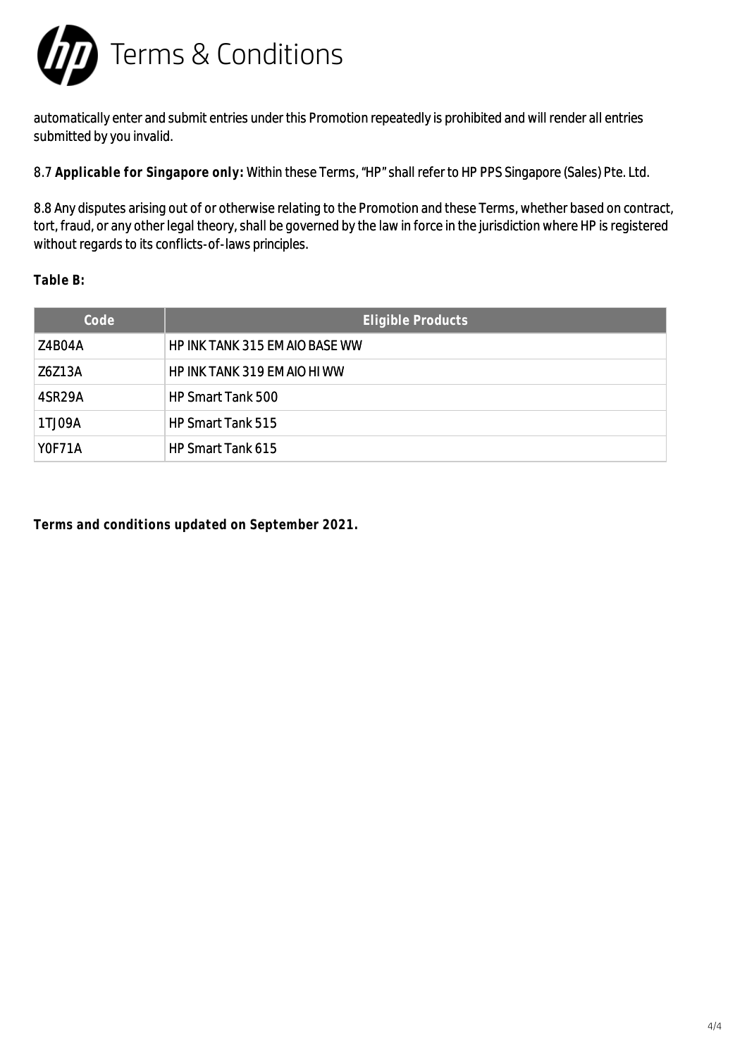automatically enter and submit entries under this Promotion repeatedly is prohibited and will render all entries submitted by you invalid.

8.7 **Applicable for Singapore only:** Within these Terms, "HP" shall refer to HP PPS Singapore (Sales) Pte. Ltd.

8.8 Any disputes arising out of or otherwise relating to the Promotion and these Terms, whether based on contract, tort, fraud, or any other legal theory, shall be governed by the law in force in the jurisdiction where HP is registered without regards to its conflicts-of-laws principles.

**Table B:**

| Code | Eligible Products |
| --- | --- |
| Z4B04A | HP INK TANK 315 EM AIO BASE WW |
| Z6Z13A | HP INK TANK 319 EM AIO HI WW |
| 4SR29A | HP Smart Tank 500 |
| 1TJ09A | HP Smart Tank 515 |
| Y0F71A | HP Smart Tank 615 |

**Terms and conditions updated on September 2021.**